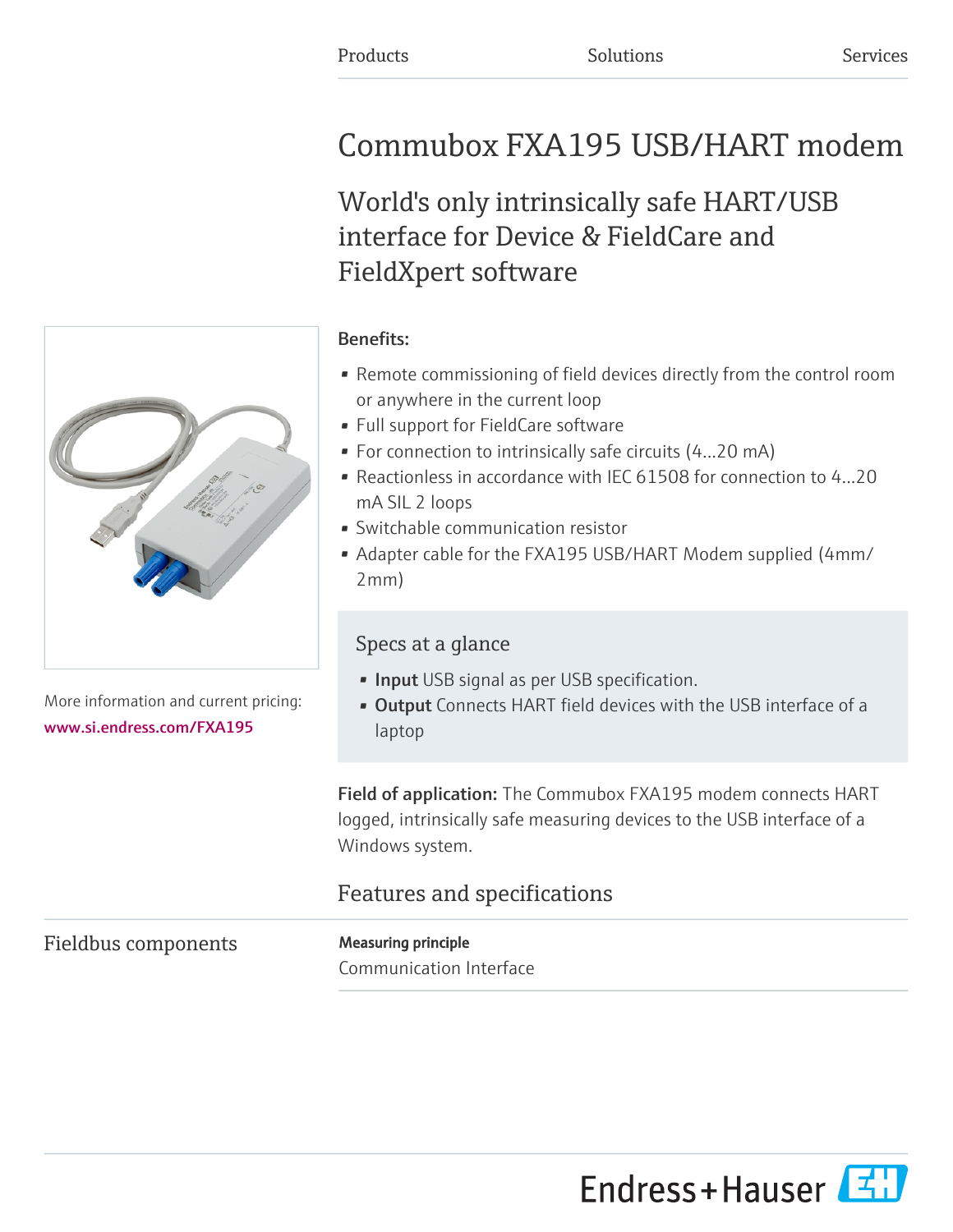Products Solutions Services

# Commubox FXA195 USB/HART modem

## World's only intrinsically safe HART/USB interface for Device & FieldCare and FieldXpert software

More information and current pricing:
www.si.endress.com/FXA195

**Benefits:**

- Remote commissioning of field devices directly from the control room or anywhere in the current loop
- Full support for FieldCare software
- For connection to intrinsically safe circuits (4...20 mA)
- Reactionless in accordance with IEC 61508 for connection to 4...20 mA SIL 2 loops
- Switchable communication resistor
- Adapter cable for the FXA195 USB/HART Modem supplied (4mm/ 2mm)

### Specs at a glance

- **Input** USB signal as per USB specification.
- **Output** Connects HART field devices with the USB interface of a laptop

**Field of application:** The Commubox FXA195 modem connects HART logged, intrinsically safe measuring devices to the USB interface of a Windows system.

## Features and specifications

### Fieldbus components

**Measuring principle**

Communication Interface

Endress+Hauser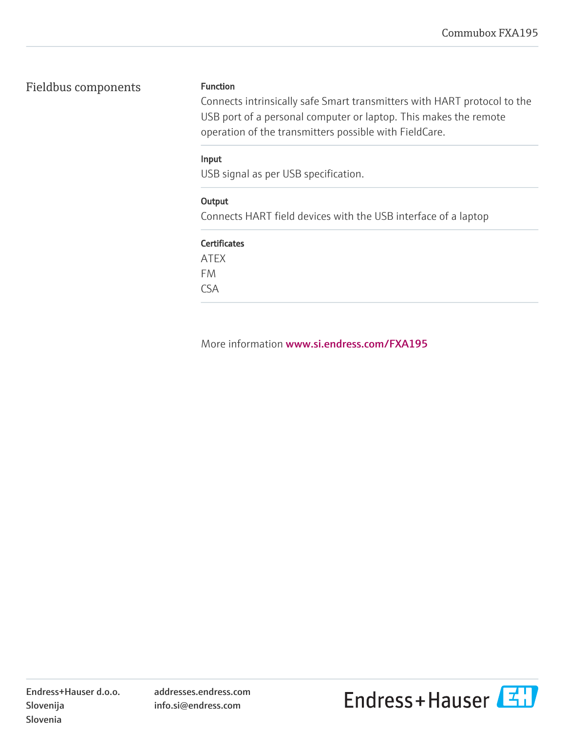## Fieldbus components

**Function**

Connects intrinsically safe Smart transmitters with HART protocol to the USB port of a personal computer or laptop. This makes the remote operation of the transmitters possible with FieldCare.

**Input**

USB signal as per USB specification.

**Output**

Connects HART field devices with the USB interface of a laptop

**Certificates**

ATEX
FM
CSA

More information **www.si.endress.com/FXA195**

Endress+Hauser d.o.o.
Slovenija
Slovenia

addresses.endress.com
info.si@endress.com